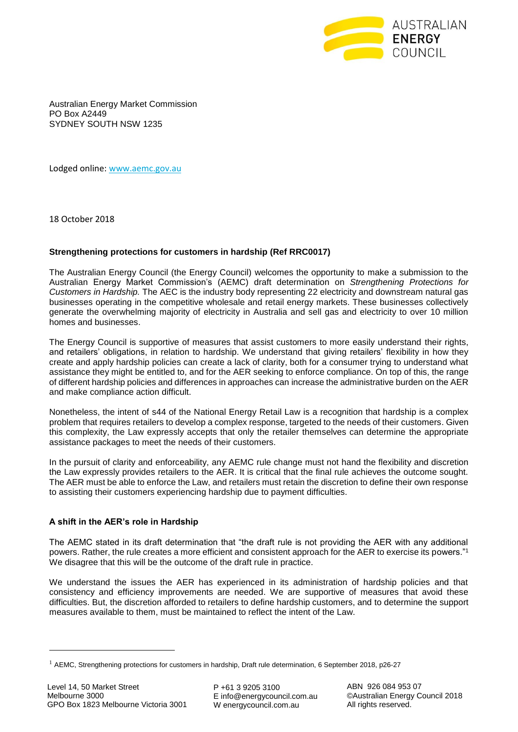Australian Energy Market Commission
PO Box A2449
SYDNEY SOUTH NSW 1235

Lodged online: www.aemc.gov.au

18 October 2018

**Strengthening protections for customers in hardship (Ref RRC0017)**

The Australian Energy Council (the Energy Council) welcomes the opportunity to make a submission to the Australian Energy Market Commission's (AEMC) draft determination on *Strengthening Protections for Customers in Hardship.* The AEC is the industry body representing 22 electricity and downstream natural gas businesses operating in the competitive wholesale and retail energy markets. These businesses collectively generate the overwhelming majority of electricity in Australia and sell gas and electricity to over 10 million homes and businesses.

The Energy Council is supportive of measures that assist customers to more easily understand their rights, and retailers' obligations, in relation to hardship. We understand that giving retailers' flexibility in how they create and apply hardship policies can create a lack of clarity, both for a consumer trying to understand what assistance they might be entitled to, and for the AER seeking to enforce compliance. On top of this, the range of different hardship policies and differences in approaches can increase the administrative burden on the AER and make compliance action difficult.

Nonetheless, the intent of s44 of the National Energy Retail Law is a recognition that hardship is a complex problem that requires retailers to develop a complex response, targeted to the needs of their customers. Given this complexity, the Law expressly accepts that only the retailer themselves can determine the appropriate assistance packages to meet the needs of their customers.

In the pursuit of clarity and enforceability, any AEMC rule change must not hand the flexibility and discretion the Law expressly provides retailers to the AER. It is critical that the final rule achieves the outcome sought. The AER must be able to enforce the Law, and retailers must retain the discretion to define their own response to assisting their customers experiencing hardship due to payment difficulties.

**A shift in the AER's role in Hardship**

The AEMC stated in its draft determination that "the draft rule is not providing the AER with any additional powers. Rather, the rule creates a more efficient and consistent approach for the AER to exercise its powers."[1] We disagree that this will be the outcome of the draft rule in practice.

We understand the issues the AER has experienced in its administration of hardship policies and that consistency and efficiency improvements are needed. We are supportive of measures that avoid these difficulties. But, the discretion afforded to retailers to define hardship customers, and to determine the support measures available to them, must be maintained to reflect the intent of the Law.

[1] AEMC, Strengthening protections for customers in hardship, Draft rule determination, 6 September 2018, p26-27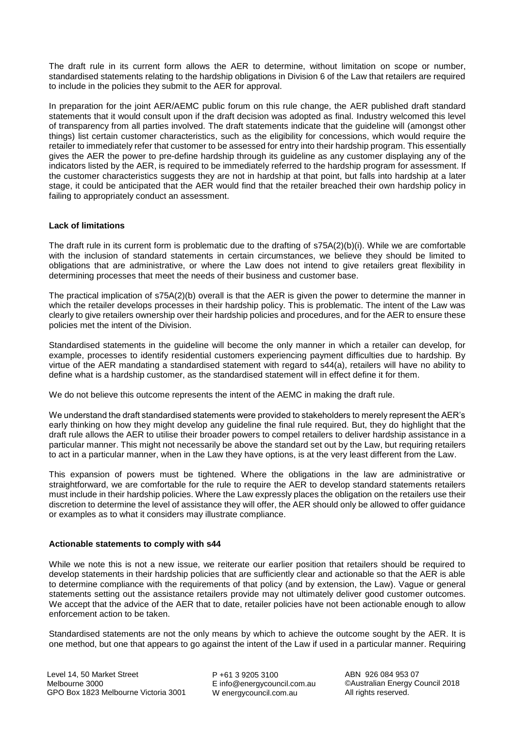The draft rule in its current form allows the AER to determine, without limitation on scope or number, standardised statements relating to the hardship obligations in Division 6 of the Law that retailers are required to include in the policies they submit to the AER for approval.

In preparation for the joint AER/AEMC public forum on this rule change, the AER published draft standard statements that it would consult upon if the draft decision was adopted as final. Industry welcomed this level of transparency from all parties involved. The draft statements indicate that the guideline will (amongst other things) list certain customer characteristics, such as the eligibility for concessions, which would require the retailer to immediately refer that customer to be assessed for entry into their hardship program. This essentially gives the AER the power to pre-define hardship through its guideline as any customer displaying any of the indicators listed by the AER, is required to be immediately referred to the hardship program for assessment. If the customer characteristics suggests they are not in hardship at that point, but falls into hardship at a later stage, it could be anticipated that the AER would find that the retailer breached their own hardship policy in failing to appropriately conduct an assessment.

**Lack of limitations**

The draft rule in its current form is problematic due to the drafting of s75A(2)(b)(i). While we are comfortable with the inclusion of standard statements in certain circumstances, we believe they should be limited to obligations that are administrative, or where the Law does not intend to give retailers great flexibility in determining processes that meet the needs of their business and customer base.

The practical implication of s75A(2)(b) overall is that the AER is given the power to determine the manner in which the retailer develops processes in their hardship policy. This is problematic. The intent of the Law was clearly to give retailers ownership over their hardship policies and procedures, and for the AER to ensure these policies met the intent of the Division.

Standardised statements in the guideline will become the only manner in which a retailer can develop, for example, processes to identify residential customers experiencing payment difficulties due to hardship. By virtue of the AER mandating a standardised statement with regard to s44(a), retailers will have no ability to define what is a hardship customer, as the standardised statement will in effect define it for them.

We do not believe this outcome represents the intent of the AEMC in making the draft rule.

We understand the draft standardised statements were provided to stakeholders to merely represent the AER's early thinking on how they might develop any guideline the final rule required. But, they do highlight that the draft rule allows the AER to utilise their broader powers to compel retailers to deliver hardship assistance in a particular manner. This might not necessarily be above the standard set out by the Law, but requiring retailers to act in a particular manner, when in the Law they have options, is at the very least different from the Law.

This expansion of powers must be tightened. Where the obligations in the law are administrative or straightforward, we are comfortable for the rule to require the AER to develop standard statements retailers must include in their hardship policies. Where the Law expressly places the obligation on the retailers use their discretion to determine the level of assistance they will offer, the AER should only be allowed to offer guidance or examples as to what it considers may illustrate compliance.

**Actionable statements to comply with s44**

While we note this is not a new issue, we reiterate our earlier position that retailers should be required to develop statements in their hardship policies that are sufficiently clear and actionable so that the AER is able to determine compliance with the requirements of that policy (and by extension, the Law). Vague or general statements setting out the assistance retailers provide may not ultimately deliver good customer outcomes. We accept that the advice of the AER that to date, retailer policies have not been actionable enough to allow enforcement action to be taken.

Standardised statements are not the only means by which to achieve the outcome sought by the AER. It is one method, but one that appears to go against the intent of the Law if used in a particular manner. Requiring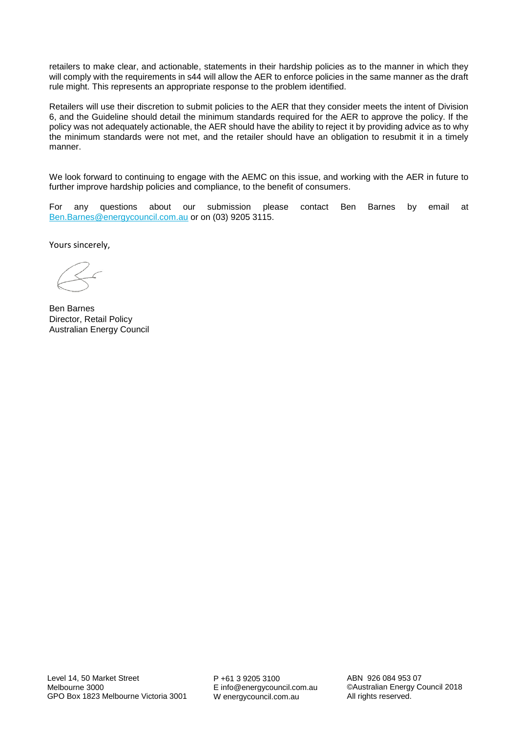retailers to make clear, and actionable, statements in their hardship policies as to the manner in which they will comply with the requirements in s44 will allow the AER to enforce policies in the same manner as the draft rule might. This represents an appropriate response to the problem identified.

Retailers will use their discretion to submit policies to the AER that they consider meets the intent of Division 6, and the Guideline should detail the minimum standards required for the AER to approve the policy. If the policy was not adequately actionable, the AER should have the ability to reject it by providing advice as to why the minimum standards were not met, and the retailer should have an obligation to resubmit it in a timely manner.

We look forward to continuing to engage with the AEMC on this issue, and working with the AER in future to further improve hardship policies and compliance, to the benefit of consumers.

For any questions about our submission please contact Ben Barnes by email at Ben.Barnes@energycouncil.com.au or on (03) 9205 3115.

Yours sincerely,

Ben Barnes
Director, Retail Policy
Australian Energy Council

Level 14, 50 Market Street
Melbourne 3000
GPO Box 1823 Melbourne Victoria 3001

P +61 3 9205 3100
E info@energycouncil.com.au
W energycouncil.com.au

ABN 926 084 953 07
©Australian Energy Council 2018
All rights reserved.